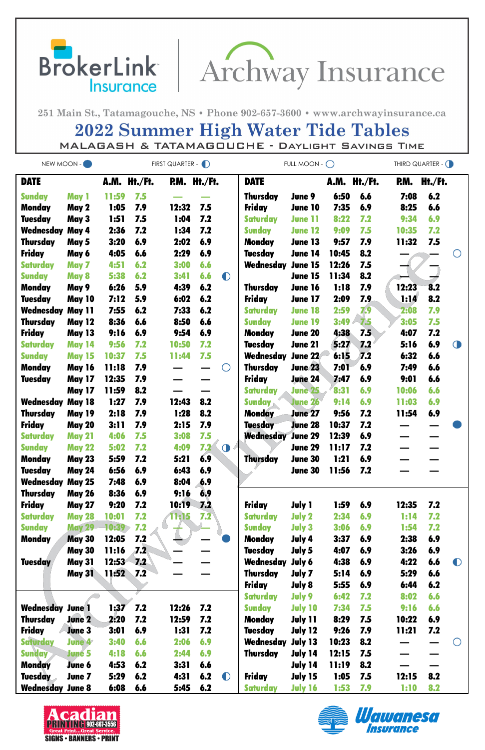BrokerLink Insurance | Archway Insurance

251 Main St., Tatamagouche, NS • Phone 902-657-3600 • www.archwayinsurance.ca

# 2022 Summer High Water Tide Tables

## MALAGASH & TATAMAGOUCHE - DAYLIGHT SAVINGS TIME

NEW MOON - ● FIRST QUARTER - ◐ FULL MOON - ○ THIRD QUARTER - ◑

| DATE | | A.M. | Ht./Ft. | P.M. | Ht./Ft. | |
|---|---|---|---|---|---|---|
| Sunday | May 1 | 11:59 | 7.5 | — | — | |
| Monday | May 2 | 1:05 | 7.9 | 12:32 | 7.5 | |
| Tuesday | May 3 | 1:51 | 7.5 | 1:04 | 7.2 | |
| Wednesday | May 4 | 2:36 | 7.2 | 1:34 | 7.2 | |
| Thursday | May 5 | 3:20 | 6.9 | 2:02 | 6.9 | |
| Friday | May 6 | 4:05 | 6.6 | 2:29 | 6.9 | |
| Saturday | May 7 | 4:51 | 6.2 | 3:00 | 6.6 | |
| Sunday | May 8 | 5:38 | 6.2 | 3:41 | 6.6 | ◐ |
| Monday | May 9 | 6:26 | 5.9 | 4:39 | 6.2 | |
| Tuesday | May 10 | 7:12 | 5.9 | 6:02 | 6.2 | |
| Wednesday | May 11 | 7:55 | 6.2 | 7:33 | 6.2 | |
| Thursday | May 12 | 8:36 | 6.6 | 8:50 | 6.6 | |
| Friday | May 13 | 9:16 | 6.9 | 9:54 | 6.9 | |
| Saturday | May 14 | 9:56 | 7.2 | 10:50 | 7.2 | |
| Sunday | May 15 | 10:37 | 7.5 | 11:44 | 7.5 | |
| Monday | May 16 | 11:18 | 7.9 | — | — | ○ |
| Tuesday | May 17 | 12:35 | 7.9 | — | — | |
| | May 17 | 11:59 | 8.2 | — | — | |
| Wednesday | May 18 | 1:27 | 7.9 | 12:43 | 8.2 | |
| Thursday | May 19 | 2:18 | 7.9 | 1:28 | 8.2 | |
| Friday | May 20 | 3:11 | 7.9 | 2:15 | 7.9 | |
| Saturday | May 21 | 4:06 | 7.5 | 3:08 | 7.5 | |
| Sunday | May 22 | 5:02 | 7.2 | 4:09 | 7.2 | ◑ |
| Monday | May 23 | 5:59 | 7.2 | 5:21 | 6.9 | |
| Tuesday | May 24 | 6:56 | 6.9 | 6:43 | 6.9 | |
| Wednesday | May 25 | 7:48 | 6.9 | 8:04 | 6.9 | |
| Thursday | May 26 | 8:36 | 6.9 | 9:16 | 6.9 | |
| Friday | May 27 | 9:20 | 7.2 | 10:19 | 7.2 | |
| Saturday | May 28 | 10:01 | 7.2 | 11:15 | 7.2 | |
| Sunday | May 29 | 10:39 | 7.2 | — | — | |
| Monday | May 30 | 12:05 | 7.2 | — | — | ● |
| | May 30 | 11:16 | 7.2 | — | — | |
| Tuesday | May 31 | 12:53 | 7.2 | — | — | |
| | May 31 | 11:52 | 7.2 | — | — | |
| Wednesday | June 1 | 1:37 | 7.2 | 12:26 | 7.2 | |
| Thursday | June 2 | 2:20 | 7.2 | 12:59 | 7.2 | |
| Friday | June 3 | 3:01 | 6.9 | 1:31 | 7.2 | |
| Saturday | June 4 | 3:40 | 6.6 | 2:06 | 6.9 | |
| Sunday | June 5 | 4:18 | 6.6 | 2:44 | 6.9 | |
| Monday | June 6 | 4:53 | 6.2 | 3:31 | 6.6 | |
| Tuesday | June 7 | 5:29 | 6.2 | 4:31 | 6.2 | ◐ |
| Wednesday | June 8 | 6:08 | 6.6 | 5:45 | 6.2 | |
| Thursday | June 9 | 6:50 | 6.6 | 7:08 | 6.2 | |
| Friday | June 10 | 7:35 | 6.9 | 8:25 | 6.6 | |
| Saturday | June 11 | 8:22 | 7.2 | 9:34 | 6.9 | |
| Sunday | June 12 | 9:09 | 7.5 | 10:35 | 7.2 | |
| Monday | June 13 | 9:57 | 7.9 | 11:32 | 7.5 | |
| Tuesday | June 14 | 10:45 | 8.2 | — | — | ○ |
| Wednesday | June 15 | 12:26 | 7.5 | — | — | |
| | June 15 | 11:34 | 8.2 | — | — | |
| Thursday | June 16 | 1:18 | 7.9 | 12:23 | 8.2 | |
| Friday | June 17 | 2:09 | 7.9 | 1:14 | 8.2 | |
| Saturday | June 18 | 2:59 | 7.9 | 2:08 | 7.9 | |
| Sunday | June 19 | 3:49 | 7.5 | 3:05 | 7.5 | |
| Monday | June 20 | 4:38 | 7.5 | 4:07 | 7.2 | |
| Tuesday | June 21 | 5:27 | 7.2 | 5:16 | 6.9 | ◑ |
| Wednesday | June 22 | 6:15 | 7.2 | 6:32 | 6.6 | |
| Thursday | June 23 | 7:01 | 6.9 | 7:49 | 6.6 | |
| Friday | June 24 | 7:47 | 6.9 | 9:01 | 6.6 | |
| Saturday | June 25 | 8:31 | 6.9 | 10:06 | 6.6 | |
| Sunday | June 26 | 9:14 | 6.9 | 11:03 | 6.9 | |
| Monday | June 27 | 9:56 | 7.2 | 11:54 | 6.9 | |
| Tuesday | June 28 | 10:37 | 7.2 | — | — | ● |
| Wednesday | June 29 | 12:39 | 6.9 | — | — | |
| | June 29 | 11:17 | 7.2 | — | — | |
| Thursday | June 30 | 1:21 | 6.9 | — | — | |
| | June 30 | 11:56 | 7.2 | — | — | |
| Friday | July 1 | 1:59 | 6.9 | 12:35 | 7.2 | |
| Saturday | July 2 | 2:34 | 6.9 | 1:14 | 7.2 | |
| Sunday | July 3 | 3:06 | 6.9 | 1:54 | 7.2 | |
| Monday | July 4 | 3:37 | 6.9 | 2:38 | 6.9 | |
| Tuesday | July 5 | 4:07 | 6.9 | 3:26 | 6.9 | |
| Wednesday | July 6 | 4:38 | 6.9 | 4:22 | 6.6 | ◐ |
| Thursday | July 7 | 5:14 | 6.9 | 5:29 | 6.6 | |
| Friday | July 8 | 5:55 | 6.9 | 6:44 | 6.2 | |
| Saturday | July 9 | 6:42 | 7.2 | 8:02 | 6.6 | |
| Sunday | July 10 | 7:34 | 7.5 | 9:16 | 6.6 | |
| Monday | July 11 | 8:29 | 7.5 | 10:22 | 6.9 | |
| Tuesday | July 12 | 9:26 | 7.9 | 11:21 | 7.2 | |
| Wednesday | July 13 | 10:23 | 8.2 | — | — | ○ |
| Thursday | July 14 | 12:15 | 7.5 | — | — | |
| | July 14 | 11:19 | 8.2 | — | — | |
| Friday | July 15 | 1:05 | 7.5 | 12:15 | 8.2 | |
| Saturday | July 16 | 1:53 | 7.9 | 1:10 | 8.2 | |

Acadian Printing 902-667-3556 Great Print...Great Service. SIGNS • BANNERS • PRINT

Wawanesa Insurance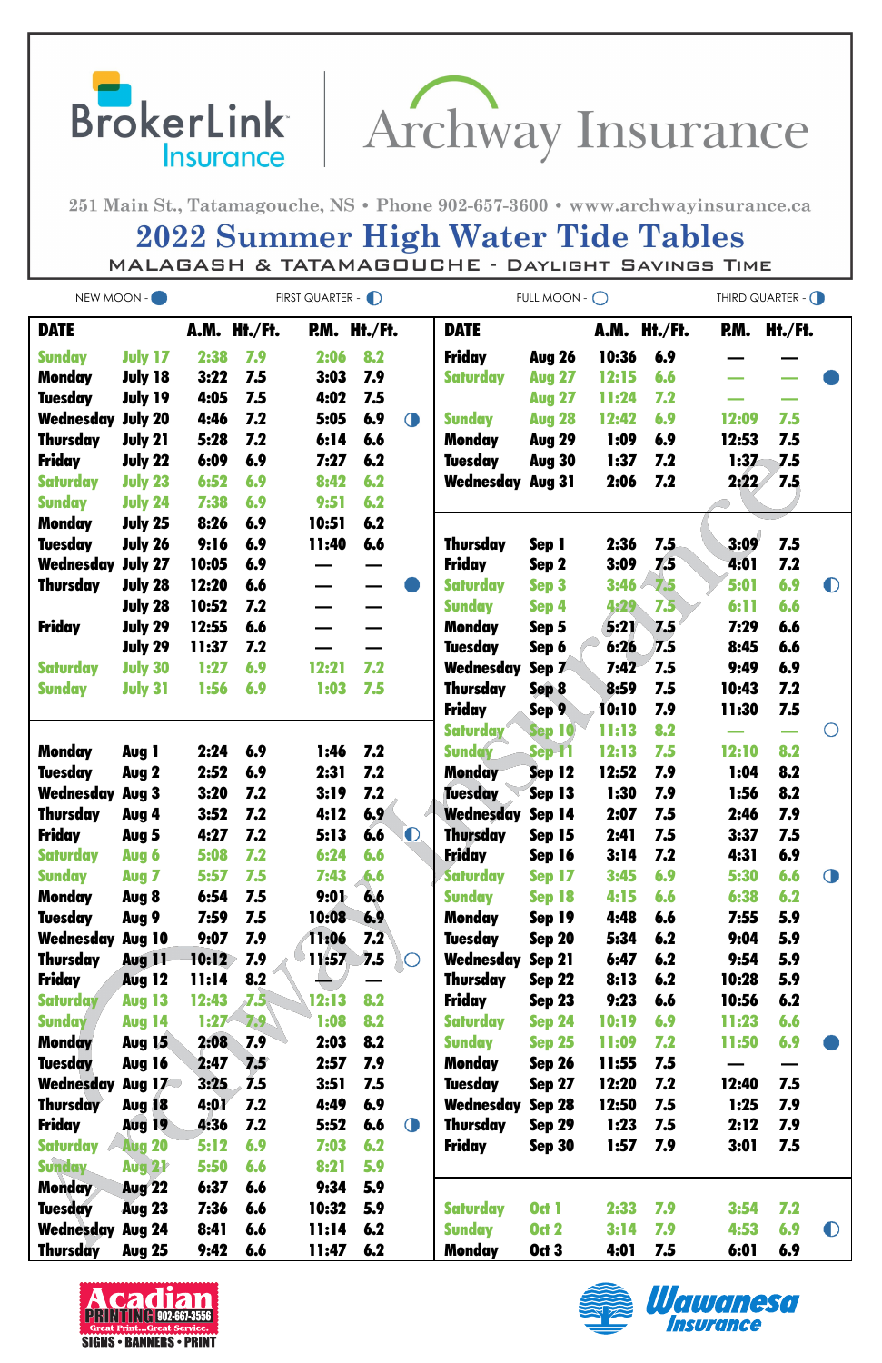BrokerLink Insurance | Archway Insurance

251 Main St., Tatamagouche, NS • Phone 902-657-3600 • www.archwayinsurance.ca

# 2022 Summer High Water Tide Tables

MALAGASH & TATAMAGOUCHE - DAYLIGHT SAVINGS TIME

NEW MOON - ● FIRST QUARTER - ◐ FULL MOON - ○ THIRD QUARTER - ◑

| DATE | | A.M. | Ht./Ft. | P.M. | Ht./Ft. | |
|---|---|---|---|---|---|---|
| Sunday | July 17 | 2:38 | 7.9 | 2:06 | 8.2 | |
| Monday | July 18 | 3:22 | 7.5 | 3:03 | 7.9 | |
| Tuesday | July 19 | 4:05 | 7.5 | 4:02 | 7.5 | |
| Wednesday | July 20 | 4:46 | 7.2 | 5:05 | 6.9 | ◑ |
| Thursday | July 21 | 5:28 | 7.2 | 6:14 | 6.6 | |
| Friday | July 22 | 6:09 | 6.9 | 7:27 | 6.2 | |
| Saturday | July 23 | 6:52 | 6.9 | 8:42 | 6.2 | |
| Sunday | July 24 | 7:38 | 6.9 | 9:51 | 6.2 | |
| Monday | July 25 | 8:26 | 6.9 | 10:51 | 6.2 | |
| Tuesday | July 26 | 9:16 | 6.9 | 11:40 | 6.6 | |
| Wednesday | July 27 | 10:05 | 6.9 | — | — | |
| Thursday | July 28 | 12:20 | 6.6 | — | — | ● |
| | July 28 | 10:52 | 7.2 | — | — | |
| Friday | July 29 | 12:55 | 6.6 | — | — | |
| | July 29 | 11:37 | 7.2 | — | — | |
| Saturday | July 30 | 1:27 | 6.9 | 12:21 | 7.2 | |
| Sunday | July 31 | 1:56 | 6.9 | 1:03 | 7.5 | |
| Monday | Aug 1 | 2:24 | 6.9 | 1:46 | 7.2 | |
| Tuesday | Aug 2 | 2:52 | 6.9 | 2:31 | 7.2 | |
| Wednesday | Aug 3 | 3:20 | 7.2 | 3:19 | 7.2 | |
| Thursday | Aug 4 | 3:52 | 7.2 | 4:12 | 6.9 | |
| Friday | Aug 5 | 4:27 | 7.2 | 5:13 | 6.6 | ◐ |
| Saturday | Aug 6 | 5:08 | 7.2 | 6:24 | 6.6 | |
| Sunday | Aug 7 | 5:57 | 7.5 | 7:43 | 6.6 | |
| Monday | Aug 8 | 6:54 | 7.5 | 9:01 | 6.6 | |
| Tuesday | Aug 9 | 7:59 | 7.5 | 10:08 | 6.9 | |
| Wednesday | Aug 10 | 9:07 | 7.9 | 11:06 | 7.2 | |
| Thursday | Aug 11 | 10:12 | 7.9 | 11:57 | 7.5 | ○ |
| Friday | Aug 12 | 11:14 | 8.2 | — | — | |
| Saturday | Aug 13 | 12:43 | 7.5 | 12:13 | 8.2 | |
| Sunday | Aug 14 | 1:27 | 7.9 | 1:08 | 8.2 | |
| Monday | Aug 15 | 2:08 | 7.9 | 2:03 | 8.2 | |
| Tuesday | Aug 16 | 2:47 | 7.5 | 2:57 | 7.9 | |
| Wednesday | Aug 17 | 3:25 | 7.5 | 3:51 | 7.5 | |
| Thursday | Aug 18 | 4:01 | 7.2 | 4:49 | 6.9 | |
| Friday | Aug 19 | 4:36 | 7.2 | 5:52 | 6.6 | ◑ |
| Saturday | Aug 20 | 5:12 | 6.9 | 7:03 | 6.2 | |
| Sunday | Aug 21 | 5:50 | 6.6 | 8:21 | 5.9 | |
| Monday | Aug 22 | 6:37 | 6.6 | 9:34 | 5.9 | |
| Tuesday | Aug 23 | 7:36 | 6.6 | 10:32 | 5.9 | |
| Wednesday | Aug 24 | 8:41 | 6.6 | 11:14 | 6.2 | |
| Thursday | Aug 25 | 9:42 | 6.6 | 11:47 | 6.2 | |
| Friday | Aug 26 | 10:36 | 6.9 | — | — | |
| Saturday | Aug 27 | 12:15 | 6.6 | — | — | ● |
| | Aug 27 | 11:24 | 7.2 | — | — | |
| Sunday | Aug 28 | 12:42 | 6.9 | 12:09 | 7.5 | |
| Monday | Aug 29 | 1:09 | 6.9 | 12:53 | 7.5 | |
| Tuesday | Aug 30 | 1:37 | 7.2 | 1:37 | 7.5 | |
| Wednesday | Aug 31 | 2:06 | 7.2 | 2:22 | 7.5 | |
| Thursday | Sep 1 | 2:36 | 7.5 | 3:09 | 7.5 | |
| Friday | Sep 2 | 3:09 | 7.5 | 4:01 | 7.2 | |
| Saturday | Sep 3 | 3:46 | 7.5 | 5:01 | 6.9 | ◐ |
| Sunday | Sep 4 | 4:29 | 7.5 | 6:11 | 6.6 | |
| Monday | Sep 5 | 5:21 | 7.5 | 7:29 | 6.6 | |
| Tuesday | Sep 6 | 6:26 | 7.5 | 8:45 | 6.6 | |
| Wednesday | Sep 7 | 7:42 | 7.5 | 9:49 | 6.9 | |
| Thursday | Sep 8 | 8:59 | 7.5 | 10:43 | 7.2 | |
| Friday | Sep 9 | 10:10 | 7.9 | 11:30 | 7.5 | |
| Saturday | Sep 10 | 11:13 | 8.2 | — | — | ○ |
| Sunday | Sep 11 | 12:13 | 7.5 | 12:10 | 8.2 | |
| Monday | Sep 12 | 12:52 | 7.9 | 1:04 | 8.2 | |
| Tuesday | Sep 13 | 1:30 | 7.9 | 1:56 | 8.2 | |
| Wednesday | Sep 14 | 2:07 | 7.5 | 2:46 | 7.9 | |
| Thursday | Sep 15 | 2:41 | 7.5 | 3:37 | 7.5 | |
| Friday | Sep 16 | 3:14 | 7.2 | 4:31 | 6.9 | |
| Saturday | Sep 17 | 3:45 | 6.9 | 5:30 | 6.6 | ◑ |
| Sunday | Sep 18 | 4:15 | 6.6 | 6:38 | 6.2 | |
| Monday | Sep 19 | 4:48 | 6.6 | 7:55 | 5.9 | |
| Tuesday | Sep 20 | 5:34 | 6.2 | 9:04 | 5.9 | |
| Wednesday | Sep 21 | 6:47 | 6.2 | 9:54 | 5.9 | |
| Thursday | Sep 22 | 8:13 | 6.2 | 10:28 | 5.9 | |
| Friday | Sep 23 | 9:23 | 6.6 | 10:56 | 6.2 | |
| Saturday | Sep 24 | 10:19 | 6.9 | 11:23 | 6.6 | |
| Sunday | Sep 25 | 11:09 | 7.2 | 11:50 | 6.9 | ● |
| Monday | Sep 26 | 11:55 | 7.5 | — | — | |
| Tuesday | Sep 27 | 12:20 | 7.2 | 12:40 | 7.5 | |
| Wednesday | Sep 28 | 12:50 | 7.5 | 1:25 | 7.9 | |
| Thursday | Sep 29 | 1:23 | 7.5 | 2:12 | 7.9 | |
| Friday | Sep 30 | 1:57 | 7.9 | 3:01 | 7.5 | |
| Saturday | Oct 1 | 2:33 | 7.9 | 3:54 | 7.2 | |
| Sunday | Oct 2 | 3:14 | 7.9 | 4:53 | 6.9 | ◐ |
| Monday | Oct 3 | 4:01 | 7.5 | 6:01 | 6.9 | |

Acadian Printing 902-667-3556 Great Print...Great Service. SIGNS • BANNERS • PRINT

Wawanesa Insurance